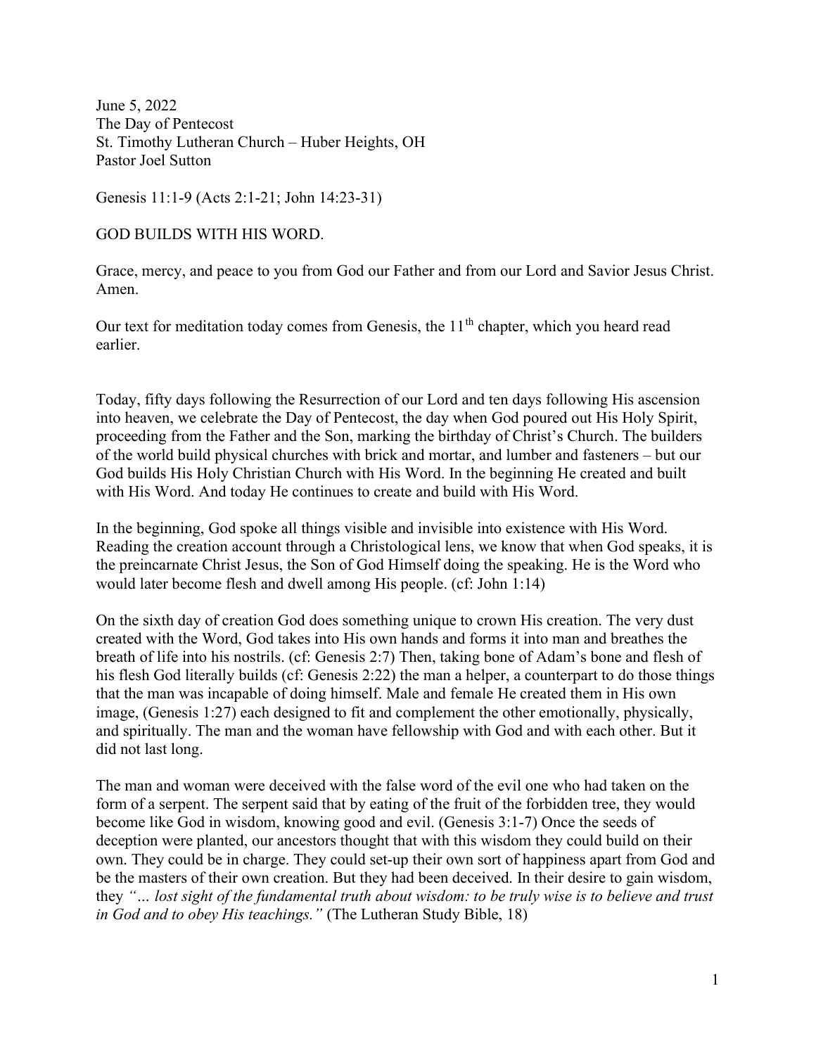June 5, 2022
The Day of Pentecost
St. Timothy Lutheran Church – Huber Heights, OH
Pastor Joel Sutton

Genesis 11:1-9 (Acts 2:1-21; John 14:23-31)

GOD BUILDS WITH HIS WORD.

Grace, mercy, and peace to you from God our Father and from our Lord and Savior Jesus Christ. Amen.

Our text for meditation today comes from Genesis, the 11th chapter, which you heard read earlier.

Today, fifty days following the Resurrection of our Lord and ten days following His ascension into heaven, we celebrate the Day of Pentecost, the day when God poured out His Holy Spirit, proceeding from the Father and the Son, marking the birthday of Christ's Church. The builders of the world build physical churches with brick and mortar, and lumber and fasteners – but our God builds His Holy Christian Church with His Word. In the beginning He created and built with His Word. And today He continues to create and build with His Word.

In the beginning, God spoke all things visible and invisible into existence with His Word. Reading the creation account through a Christological lens, we know that when God speaks, it is the preincarnate Christ Jesus, the Son of God Himself doing the speaking. He is the Word who would later become flesh and dwell among His people. (cf: John 1:14)

On the sixth day of creation God does something unique to crown His creation. The very dust created with the Word, God takes into His own hands and forms it into man and breathes the breath of life into his nostrils. (cf: Genesis 2:7) Then, taking bone of Adam's bone and flesh of his flesh God literally builds (cf: Genesis 2:22) the man a helper, a counterpart to do those things that the man was incapable of doing himself. Male and female He created them in His own image, (Genesis 1:27) each designed to fit and complement the other emotionally, physically, and spiritually. The man and the woman have fellowship with God and with each other. But it did not last long.

The man and woman were deceived with the false word of the evil one who had taken on the form of a serpent. The serpent said that by eating of the fruit of the forbidden tree, they would become like God in wisdom, knowing good and evil. (Genesis 3:1-7) Once the seeds of deception were planted, our ancestors thought that with this wisdom they could build on their own. They could be in charge. They could set-up their own sort of happiness apart from God and be the masters of their own creation. But they had been deceived. In their desire to gain wisdom, they *"… lost sight of the fundamental truth about wisdom: to be truly wise is to believe and trust in God and to obey His teachings."* (The Lutheran Study Bible, 18)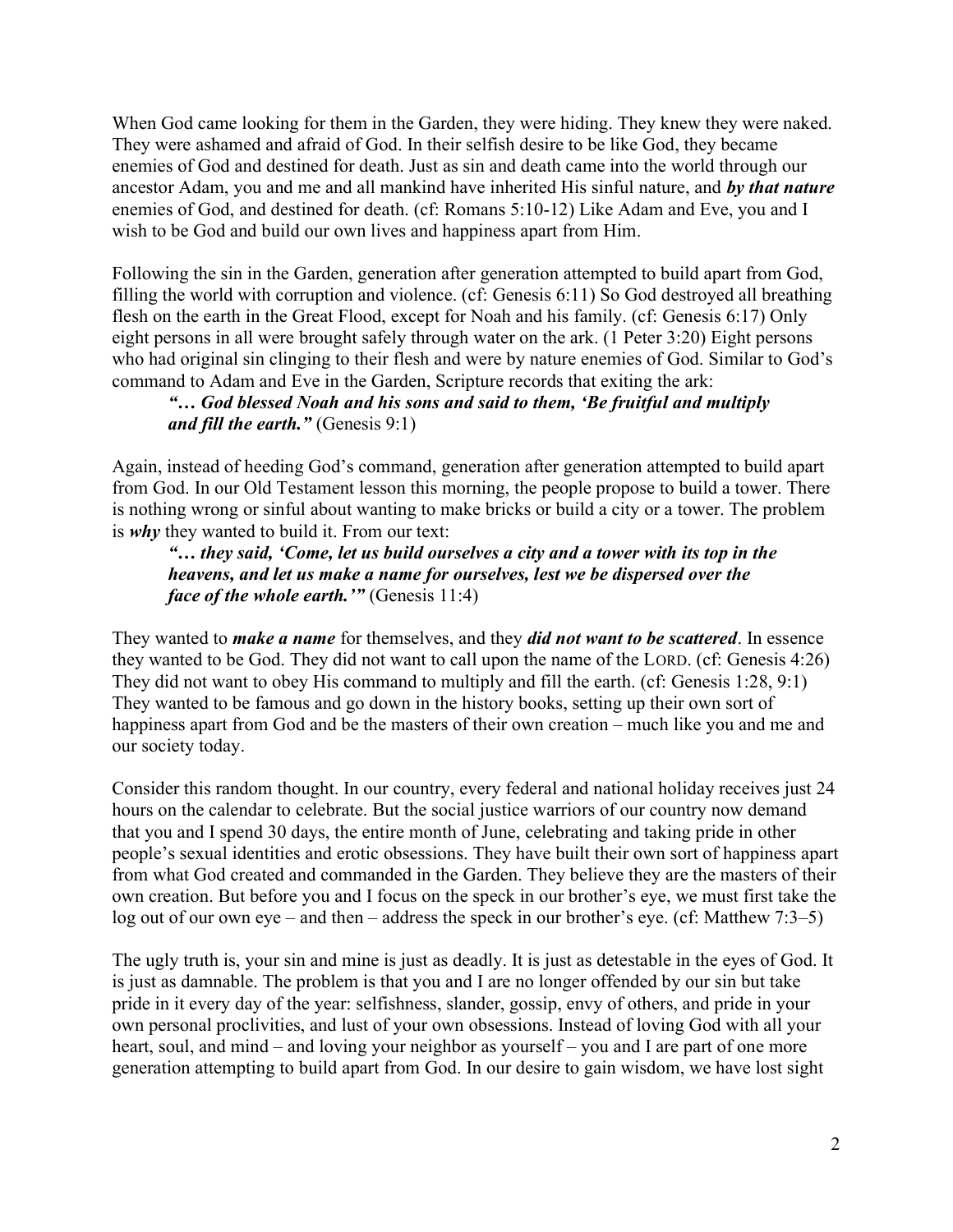When God came looking for them in the Garden, they were hiding. They knew they were naked. They were ashamed and afraid of God. In their selfish desire to be like God, they became enemies of God and destined for death. Just as sin and death came into the world through our ancestor Adam, you and me and all mankind have inherited His sinful nature, and ***by that nature*** enemies of God, and destined for death. (cf: Romans 5:10-12) Like Adam and Eve, you and I wish to be God and build our own lives and happiness apart from Him.

Following the sin in the Garden, generation after generation attempted to build apart from God, filling the world with corruption and violence. (cf: Genesis 6:11) So God destroyed all breathing flesh on the earth in the Great Flood, except for Noah and his family. (cf: Genesis 6:17) Only eight persons in all were brought safely through water on the ark. (1 Peter 3:20) Eight persons who had original sin clinging to their flesh and were by nature enemies of God. Similar to God's command to Adam and Eve in the Garden, Scripture records that exiting the ark:

> ***"… God blessed Noah and his sons and said to them, 'Be fruitful and multiply and fill the earth."*** (Genesis 9:1)

Again, instead of heeding God's command, generation after generation attempted to build apart from God. In our Old Testament lesson this morning, the people propose to build a tower. There is nothing wrong or sinful about wanting to make bricks or build a city or a tower. The problem is ***why*** they wanted to build it. From our text:

> ***"… they said, 'Come, let us build ourselves a city and a tower with its top in the heavens, and let us make a name for ourselves, lest we be dispersed over the face of the whole earth.'"*** (Genesis 11:4)

They wanted to ***make a name*** for themselves, and they ***did not want to be scattered***. In essence they wanted to be God. They did not want to call upon the name of the LORD. (cf: Genesis 4:26) They did not want to obey His command to multiply and fill the earth. (cf: Genesis 1:28, 9:1) They wanted to be famous and go down in the history books, setting up their own sort of happiness apart from God and be the masters of their own creation – much like you and me and our society today.

Consider this random thought. In our country, every federal and national holiday receives just 24 hours on the calendar to celebrate. But the social justice warriors of our country now demand that you and I spend 30 days, the entire month of June, celebrating and taking pride in other people's sexual identities and erotic obsessions. They have built their own sort of happiness apart from what God created and commanded in the Garden. They believe they are the masters of their own creation. But before you and I focus on the speck in our brother's eye, we must first take the log out of our own eye – and then – address the speck in our brother's eye. (cf: Matthew 7:3–5)

The ugly truth is, your sin and mine is just as deadly. It is just as detestable in the eyes of God. It is just as damnable. The problem is that you and I are no longer offended by our sin but take pride in it every day of the year: selfishness, slander, gossip, envy of others, and pride in your own personal proclivities, and lust of your own obsessions. Instead of loving God with all your heart, soul, and mind – and loving your neighbor as yourself – you and I are part of one more generation attempting to build apart from God. In our desire to gain wisdom, we have lost sight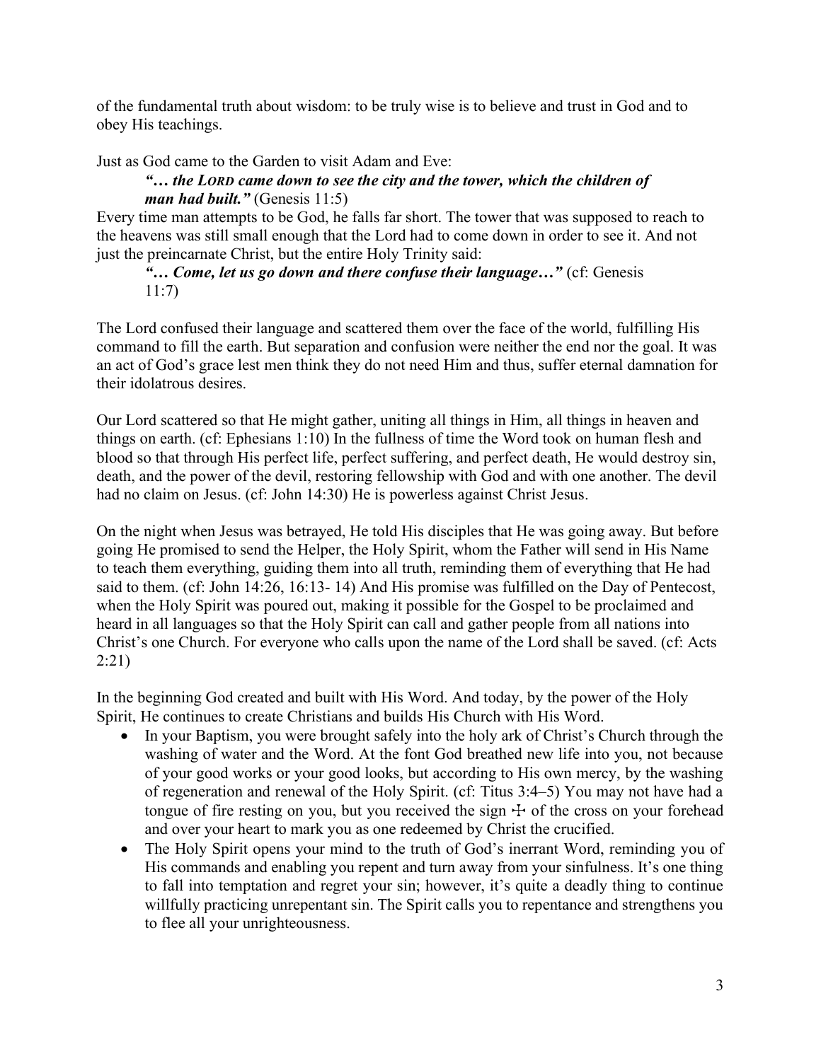of the fundamental truth about wisdom: to be truly wise is to believe and trust in God and to obey His teachings.

Just as God came to the Garden to visit Adam and Eve:

> ***"… the LORD came down to see the city and the tower, which the children of man had built."*** (Genesis 11:5)

Every time man attempts to be God, he falls far short. The tower that was supposed to reach to the heavens was still small enough that the Lord had to come down in order to see it. And not just the preincarnate Christ, but the entire Holy Trinity said:

> ***"… Come, let us go down and there confuse their language…"*** (cf: Genesis 11:7)

The Lord confused their language and scattered them over the face of the world, fulfilling His command to fill the earth. But separation and confusion were neither the end nor the goal. It was an act of God's grace lest men think they do not need Him and thus, suffer eternal damnation for their idolatrous desires.

Our Lord scattered so that He might gather, uniting all things in Him, all things in heaven and things on earth. (cf: Ephesians 1:10) In the fullness of time the Word took on human flesh and blood so that through His perfect life, perfect suffering, and perfect death, He would destroy sin, death, and the power of the devil, restoring fellowship with God and with one another. The devil had no claim on Jesus. (cf: John 14:30) He is powerless against Christ Jesus.

On the night when Jesus was betrayed, He told His disciples that He was going away. But before going He promised to send the Helper, the Holy Spirit, whom the Father will send in His Name to teach them everything, guiding them into all truth, reminding them of everything that He had said to them. (cf: John 14:26, 16:13- 14) And His promise was fulfilled on the Day of Pentecost, when the Holy Spirit was poured out, making it possible for the Gospel to be proclaimed and heard in all languages so that the Holy Spirit can call and gather people from all nations into Christ's one Church. For everyone who calls upon the name of the Lord shall be saved. (cf: Acts 2:21)

In the beginning God created and built with His Word. And today, by the power of the Holy Spirit, He continues to create Christians and builds His Church with His Word.

- In your Baptism, you were brought safely into the holy ark of Christ's Church through the washing of water and the Word. At the font God breathed new life into you, not because of your good works or your good looks, but according to His own mercy, by the washing of regeneration and renewal of the Holy Spirit. (cf: Titus 3:4–5) You may not have had a tongue of fire resting on you, but you received the sign ☩ of the cross on your forehead and over your heart to mark you as one redeemed by Christ the crucified.
- The Holy Spirit opens your mind to the truth of God's inerrant Word, reminding you of His commands and enabling you repent and turn away from your sinfulness. It's one thing to fall into temptation and regret your sin; however, it's quite a deadly thing to continue willfully practicing unrepentant sin. The Spirit calls you to repentance and strengthens you to flee all your unrighteousness.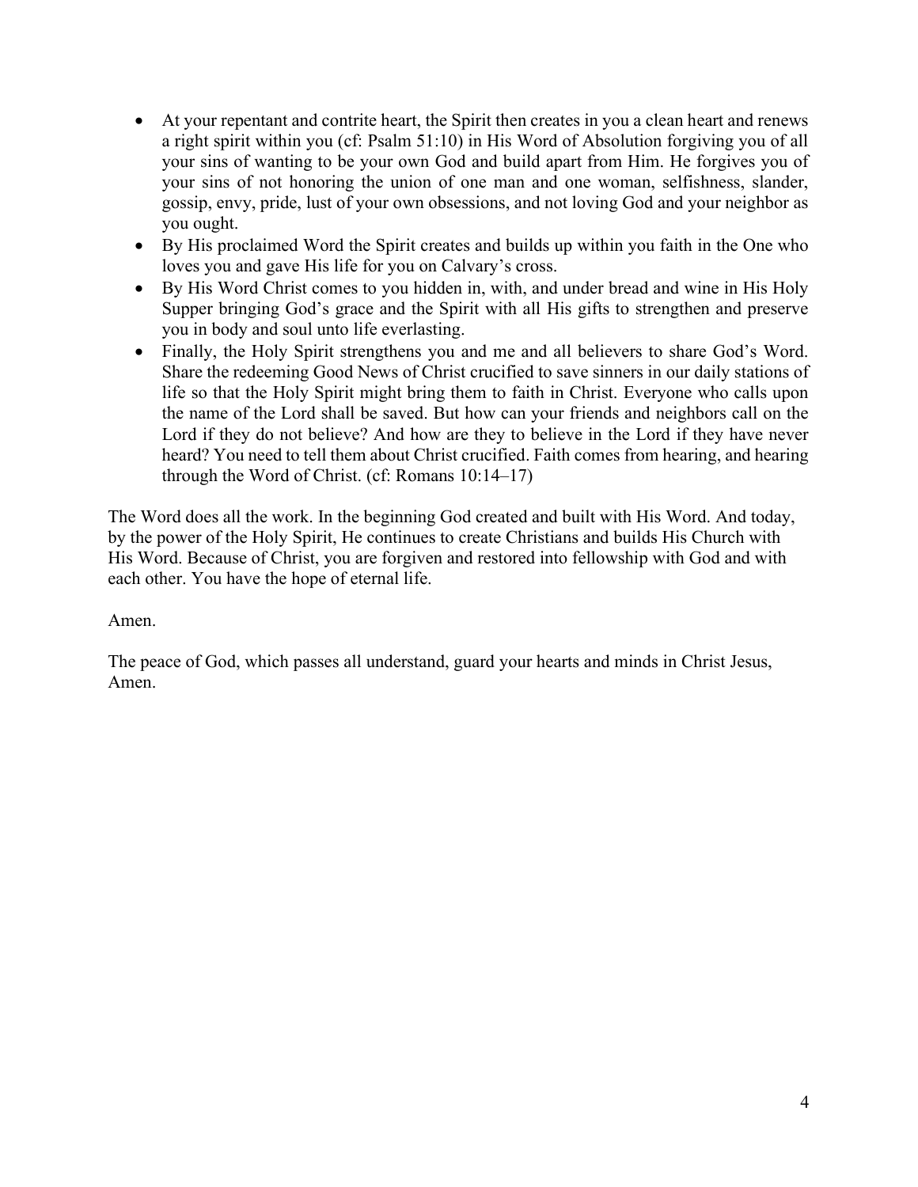- At your repentant and contrite heart, the Spirit then creates in you a clean heart and renews a right spirit within you (cf: Psalm 51:10) in His Word of Absolution forgiving you of all your sins of wanting to be your own God and build apart from Him. He forgives you of your sins of not honoring the union of one man and one woman, selfishness, slander, gossip, envy, pride, lust of your own obsessions, and not loving God and your neighbor as you ought.
- By His proclaimed Word the Spirit creates and builds up within you faith in the One who loves you and gave His life for you on Calvary's cross.
- By His Word Christ comes to you hidden in, with, and under bread and wine in His Holy Supper bringing God's grace and the Spirit with all His gifts to strengthen and preserve you in body and soul unto life everlasting.
- Finally, the Holy Spirit strengthens you and me and all believers to share God's Word. Share the redeeming Good News of Christ crucified to save sinners in our daily stations of life so that the Holy Spirit might bring them to faith in Christ. Everyone who calls upon the name of the Lord shall be saved. But how can your friends and neighbors call on the Lord if they do not believe? And how are they to believe in the Lord if they have never heard? You need to tell them about Christ crucified. Faith comes from hearing, and hearing through the Word of Christ. (cf: Romans 10:14–17)

The Word does all the work. In the beginning God created and built with His Word. And today, by the power of the Holy Spirit, He continues to create Christians and builds His Church with His Word. Because of Christ, you are forgiven and restored into fellowship with God and with each other. You have the hope of eternal life.

Amen.

The peace of God, which passes all understand, guard your hearts and minds in Christ Jesus, Amen.